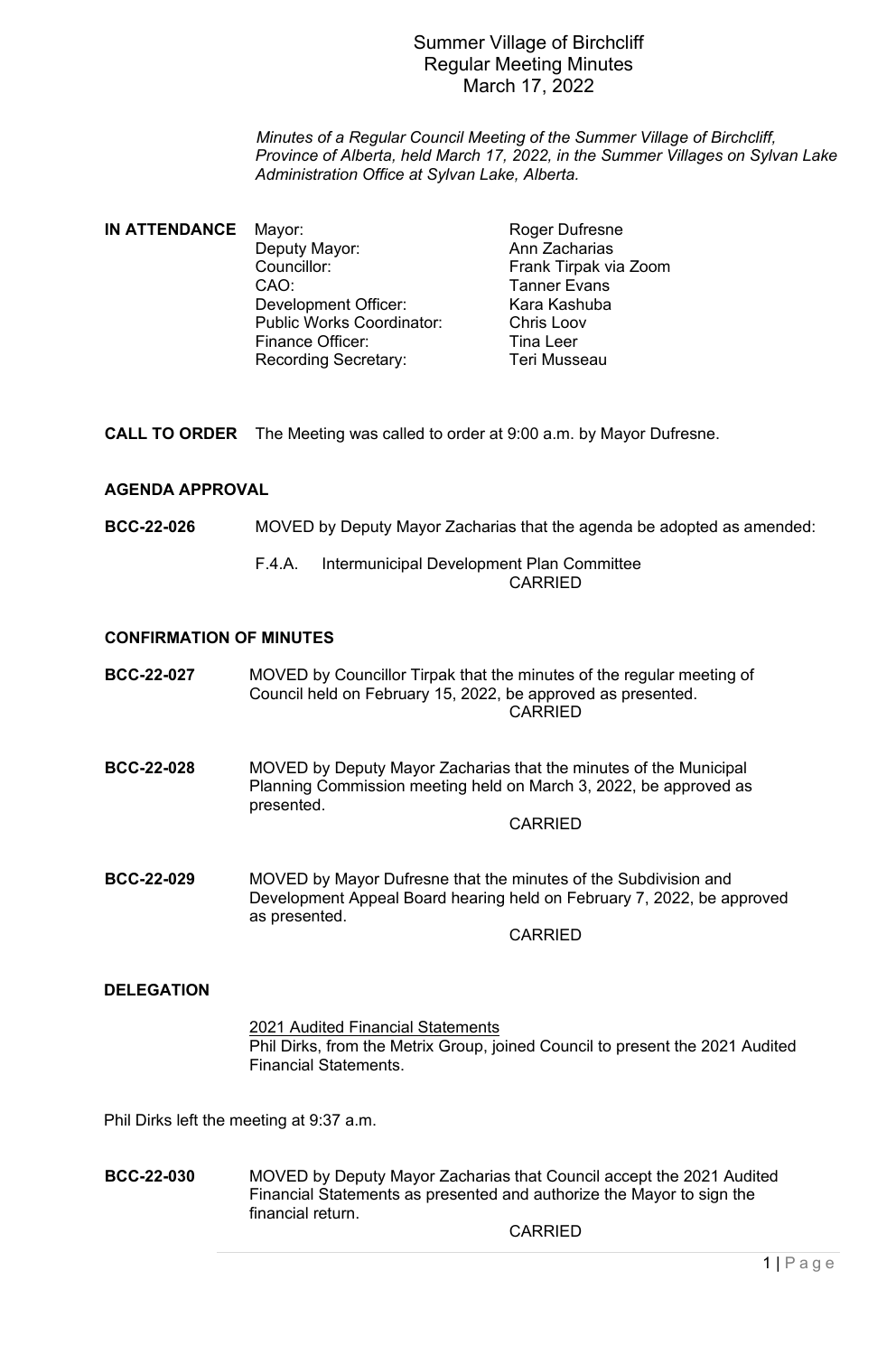# Summer Village of Birchcliff
## Regular Meeting Minutes
## March 17, 2022

*Minutes of a Regular Council Meeting of the Summer Village of Birchcliff, Province of Alberta, held March 17, 2022, in the Summer Villages on Sylvan Lake Administration Office at Sylvan Lake, Alberta.*

**IN ATTENDANCE**

| | |
|---|---|
| Mayor: | Roger Dufresne |
| Deputy Mayor: | Ann Zacharias |
| Councillor: | Frank Tirpak via Zoom |
| CAO: | Tanner Evans |
| Development Officer: | Kara Kashuba |
| Public Works Coordinator: | Chris Loov |
| Finance Officer: | Tina Leer |
| Recording Secretary: | Teri Musseau |

**CALL TO ORDER** The Meeting was called to order at 9:00 a.m. by Mayor Dufresne.

**AGENDA APPROVAL**

**BCC-22-026** MOVED by Deputy Mayor Zacharias that the agenda be adopted as amended:

F.4.A. Intermunicipal Development Plan Committee

CARRIED

**CONFIRMATION OF MINUTES**

**BCC-22-027** MOVED by Councillor Tirpak that the minutes of the regular meeting of Council held on February 15, 2022, be approved as presented.

CARRIED

**BCC-22-028** MOVED by Deputy Mayor Zacharias that the minutes of the Municipal Planning Commission meeting held on March 3, 2022, be approved as presented.

CARRIED

**BCC-22-029** MOVED by Mayor Dufresne that the minutes of the Subdivision and Development Appeal Board hearing held on February 7, 2022, be approved as presented.

CARRIED

**DELEGATION**

2021 Audited Financial Statements
Phil Dirks, from the Metrix Group, joined Council to present the 2021 Audited Financial Statements.

Phil Dirks left the meeting at 9:37 a.m.

**BCC-22-030** MOVED by Deputy Mayor Zacharias that Council accept the 2021 Audited Financial Statements as presented and authorize the Mayor to sign the financial return.

CARRIED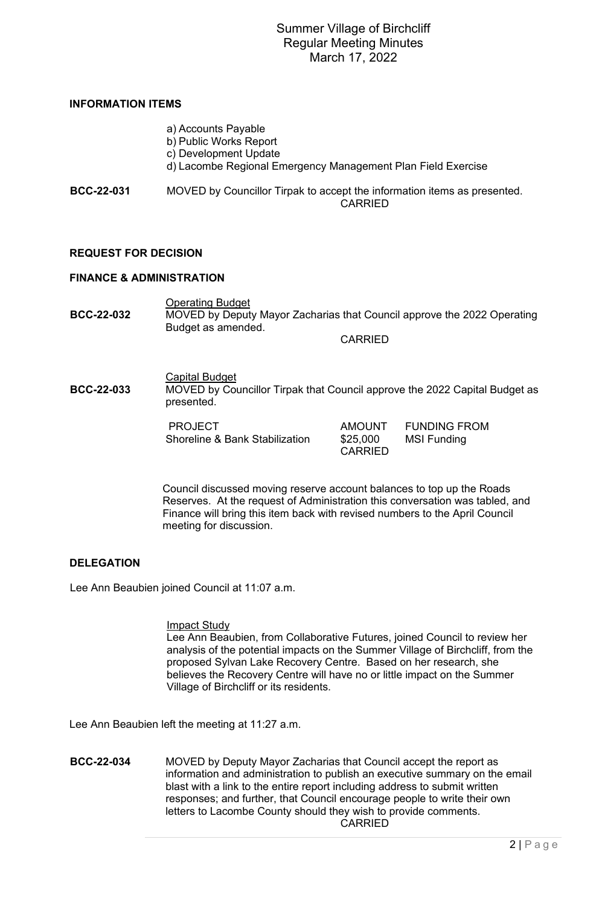## INFORMATION ITEMS

a) Accounts Payable
b) Public Works Report
c) Development Update
d) Lacombe Regional Emergency Management Plan Field Exercise

**BCC-22-031** MOVED by Councillor Tirpak to accept the information items as presented.
CARRIED

## REQUEST FOR DECISION

## FINANCE & ADMINISTRATION

Operating Budget

**BCC-22-032** MOVED by Deputy Mayor Zacharias that Council approve the 2022 Operating Budget as amended.
CARRIED

Capital Budget

**BCC-22-033** MOVED by Councillor Tirpak that Council approve the 2022 Capital Budget as presented.

| PROJECT | AMOUNT | FUNDING FROM |
|---|---|---|
| Shoreline & Bank Stabilization | $25,000 | MSI Funding |

CARRIED

Council discussed moving reserve account balances to top up the Roads Reserves. At the request of Administration this conversation was tabled, and Finance will bring this item back with revised numbers to the April Council meeting for discussion.

## DELEGATION

Lee Ann Beaubien joined Council at 11:07 a.m.

Impact Study

Lee Ann Beaubien, from Collaborative Futures, joined Council to review her analysis of the potential impacts on the Summer Village of Birchcliff, from the proposed Sylvan Lake Recovery Centre. Based on her research, she believes the Recovery Centre will have no or little impact on the Summer Village of Birchcliff or its residents.

Lee Ann Beaubien left the meeting at 11:27 a.m.

**BCC-22-034** MOVED by Deputy Mayor Zacharias that Council accept the report as information and administration to publish an executive summary on the email blast with a link to the entire report including address to submit written responses; and further, that Council encourage people to write their own letters to Lacombe County should they wish to provide comments.
CARRIED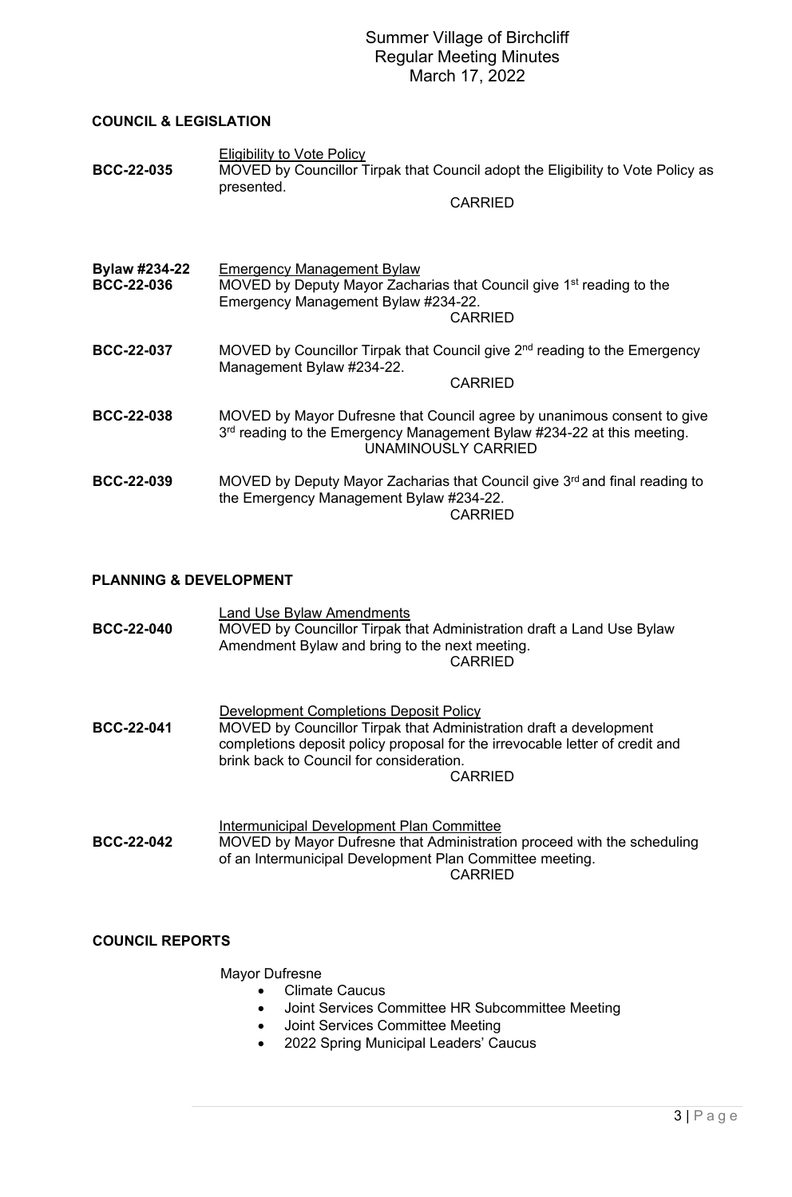# Summer Village of Birchcliff
## Regular Meeting Minutes
### March 17, 2022

**COUNCIL & LEGISLATION**

<u>Eligibility to Vote Policy</u>

**BCC-22-035** MOVED by Councillor Tirpak that Council adopt the Eligibility to Vote Policy as presented.

CARRIED

**Bylaw #234-22** <u>Emergency Management Bylaw</u>

**BCC-22-036** MOVED by Deputy Mayor Zacharias that Council give 1st reading to the Emergency Management Bylaw #234-22.

CARRIED

**BCC-22-037** MOVED by Councillor Tirpak that Council give 2nd reading to the Emergency Management Bylaw #234-22.

CARRIED

**BCC-22-038** MOVED by Mayor Dufresne that Council agree by unanimous consent to give 3rd reading to the Emergency Management Bylaw #234-22 at this meeting.

UNAMINOUSLY CARRIED

**BCC-22-039** MOVED by Deputy Mayor Zacharias that Council give 3rd and final reading to the Emergency Management Bylaw #234-22.

CARRIED

**PLANNING & DEVELOPMENT**

<u>Land Use Bylaw Amendments</u>

**BCC-22-040** MOVED by Councillor Tirpak that Administration draft a Land Use Bylaw Amendment Bylaw and bring to the next meeting.

CARRIED

<u>Development Completions Deposit Policy</u>

**BCC-22-041** MOVED by Councillor Tirpak that Administration draft a development completions deposit policy proposal for the irrevocable letter of credit and brink back to Council for consideration.

CARRIED

<u>Intermunicipal Development Plan Committee</u>

**BCC-22-042** MOVED by Mayor Dufresne that Administration proceed with the scheduling of an Intermunicipal Development Plan Committee meeting.

CARRIED

**COUNCIL REPORTS**

Mayor Dufresne

- Climate Caucus
- Joint Services Committee HR Subcommittee Meeting
- Joint Services Committee Meeting
- 2022 Spring Municipal Leaders' Caucus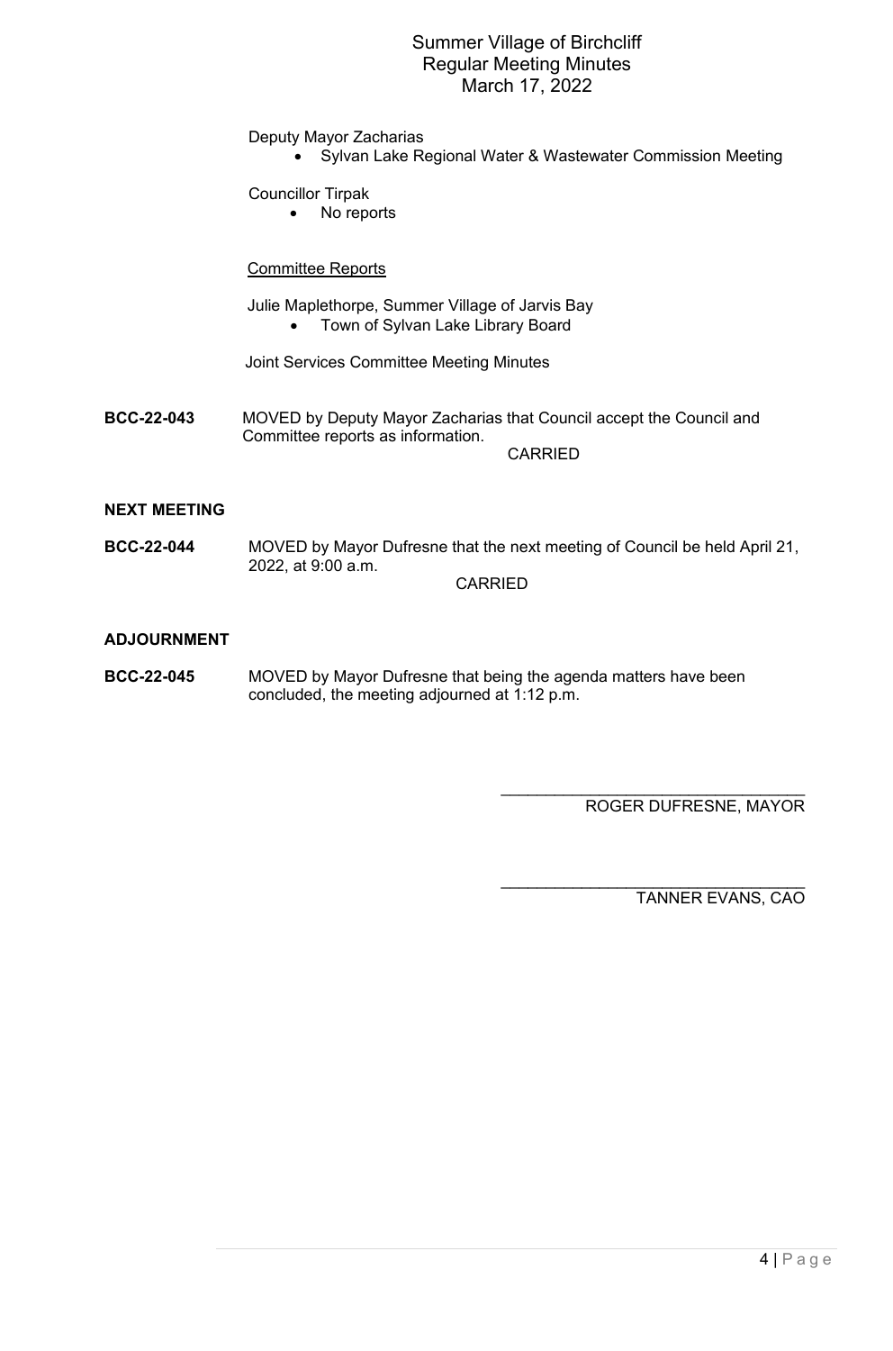Deputy Mayor Zacharias

- Sylvan Lake Regional Water & Wastewater Commission Meeting

Councillor Tirpak

- No reports

Committee Reports

Julie Maplethorpe, Summer Village of Jarvis Bay

- Town of Sylvan Lake Library Board

Joint Services Committee Meeting Minutes

**BCC-22-043** MOVED by Deputy Mayor Zacharias that Council accept the Council and Committee reports as information.

CARRIED

## NEXT MEETING

**BCC-22-044** MOVED by Mayor Dufresne that the next meeting of Council be held April 21, 2022, at 9:00 a.m.

CARRIED

## ADJOURNMENT

**BCC-22-045** MOVED by Mayor Dufresne that being the agenda matters have been concluded, the meeting adjourned at 1:12 p.m.

\_\_\_\_\_\_\_\_\_\_\_\_\_\_\_\_\_\_\_\_\_\_\_\_\_\_\_\_\_\_\_\_\_\_

ROGER DUFRESNE, MAYOR

\_\_\_\_\_\_\_\_\_\_\_\_\_\_\_\_\_\_\_\_\_\_\_\_\_\_\_\_\_\_\_\_\_\_

TANNER EVANS, CAO